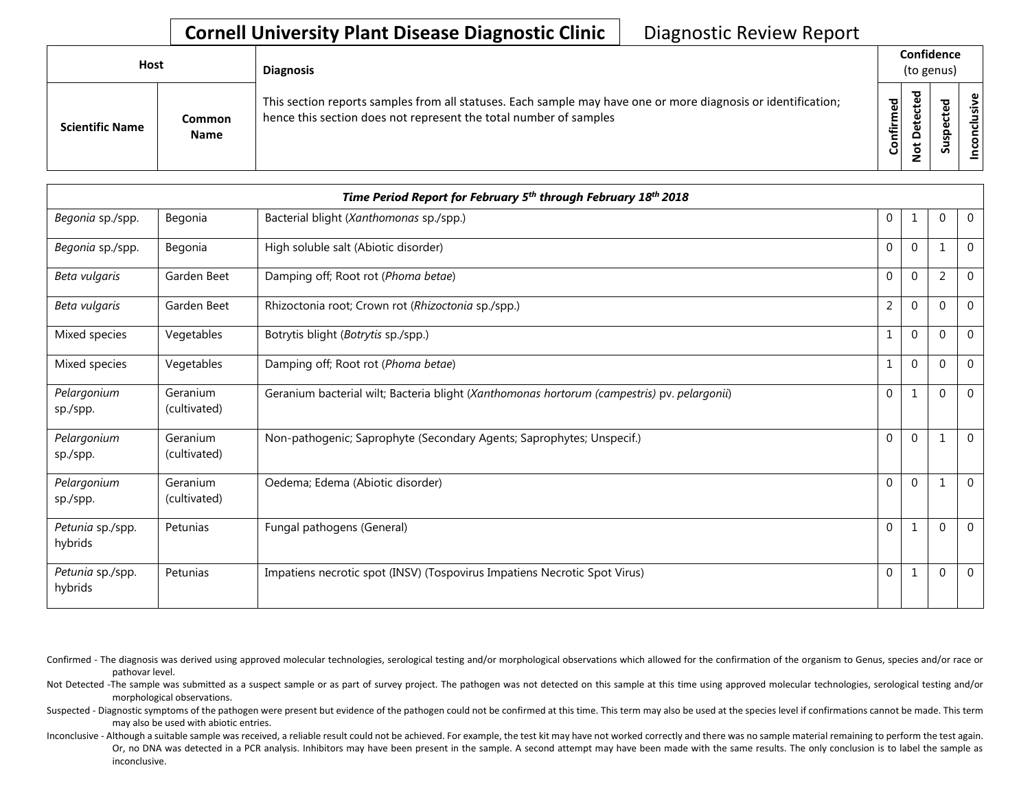# Cornell University Plant Disease Diagnostic Clinic

Diagnostic Review Report

| Host | | Diagnosis | Confidence (to genus) | | | |
|---|---|---|---|---|---|---|
| **Scientific Name** | **Common Name** | This section reports samples from all statuses. Each sample may have one or more diagnosis or identification; hence this section does not represent the total number of samples | **Confirmed** | **Not Detected** | **Suspected** | **Inconclusive** |
| ***Time Period Report for February 5th through February 18th 2018*** | | | | | | |
| *Begonia* sp./spp. | Begonia | Bacterial blight (*Xanthomonas* sp./spp.) | 0 | 1 | 0 | 0 |
| *Begonia* sp./spp. | Begonia | High soluble salt (Abiotic disorder) | 0 | 0 | 1 | 0 |
| *Beta vulgaris* | Garden Beet | Damping off; Root rot (*Phoma betae*) | 0 | 0 | 2 | 0 |
| *Beta vulgaris* | Garden Beet | Rhizoctonia root; Crown rot (*Rhizoctonia* sp./spp.) | 2 | 0 | 0 | 0 |
| Mixed species | Vegetables | Botrytis blight (*Botrytis* sp./spp.) | 1 | 0 | 0 | 0 |
| Mixed species | Vegetables | Damping off; Root rot (*Phoma betae*) | 1 | 0 | 0 | 0 |
| *Pelargonium* sp./spp. | Geranium (cultivated) | Geranium bacterial wilt; Bacteria blight (*Xanthomonas hortorum (campestris)* pv. *pelargonii*) | 0 | 1 | 0 | 0 |
| *Pelargonium* sp./spp. | Geranium (cultivated) | Non-pathogenic; Saprophyte (Secondary Agents; Saprophytes; Unspecif.) | 0 | 0 | 1 | 0 |
| *Pelargonium* sp./spp. | Geranium (cultivated) | Oedema; Edema (Abiotic disorder) | 0 | 0 | 1 | 0 |
| *Petunia* sp./spp. hybrids | Petunias | Fungal pathogens (General) | 0 | 1 | 0 | 0 |
| *Petunia* sp./spp. hybrids | Petunias | Impatiens necrotic spot (INSV) (Tospovirus Impatiens Necrotic Spot Virus) | 0 | 1 | 0 | 0 |

Confirmed - The diagnosis was derived using approved molecular technologies, serological testing and/or morphological observations which allowed for the confirmation of the organism to Genus, species and/or race or pathovar level.

Not Detected -The sample was submitted as a suspect sample or as part of survey project. The pathogen was not detected on this sample at this time using approved molecular technologies, serological testing and/or morphological observations.

Suspected - Diagnostic symptoms of the pathogen were present but evidence of the pathogen could not be confirmed at this time. This term may also be used at the species level if confirmations cannot be made. This term may also be used with abiotic entries.

Inconclusive - Although a suitable sample was received, a reliable result could not be achieved. For example, the test kit may have not worked correctly and there was no sample material remaining to perform the test again. Or, no DNA was detected in a PCR analysis. Inhibitors may have been present in the sample. A second attempt may have been made with the same results. The only conclusion is to label the sample as inconclusive.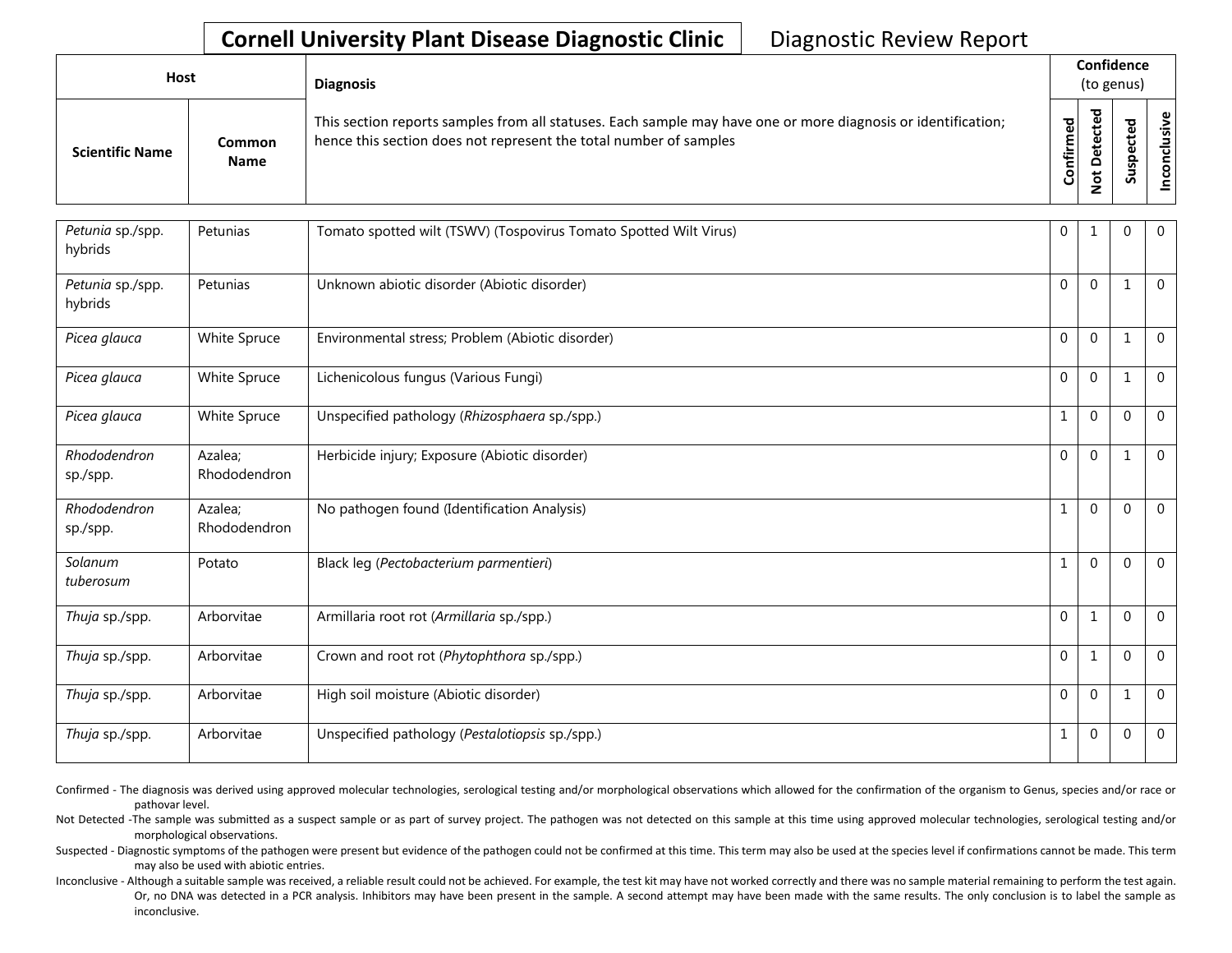## Cornell University Plant Disease Diagnostic Clinic

Diagnostic Review Report

| Host | | Diagnosis | Confidence (to genus) | | | |
|---|---|---|---|---|---|---|
| Scientific Name | Common Name | This section reports samples from all statuses. Each sample may have one or more diagnosis or identification; hence this section does not represent the total number of samples | Confirmed | Not Detected | Suspected | Inconclusive |
| *Petunia* sp./spp. hybrids | Petunias | Tomato spotted wilt (TSWV) (Tospovirus Tomato Spotted Wilt Virus) | 0 | 1 | 0 | 0 |
| *Petunia* sp./spp. hybrids | Petunias | Unknown abiotic disorder (Abiotic disorder) | 0 | 0 | 1 | 0 |
| *Picea glauca* | White Spruce | Environmental stress; Problem (Abiotic disorder) | 0 | 0 | 1 | 0 |
| *Picea glauca* | White Spruce | Lichenicolous fungus (Various Fungi) | 0 | 0 | 1 | 0 |
| *Picea glauca* | White Spruce | Unspecified pathology (*Rhizosphaera* sp./spp.) | 1 | 0 | 0 | 0 |
| *Rhododendron* sp./spp. | Azalea; Rhododendron | Herbicide injury; Exposure (Abiotic disorder) | 0 | 0 | 1 | 0 |
| *Rhododendron* sp./spp. | Azalea; Rhododendron | No pathogen found (Identification Analysis) | 1 | 0 | 0 | 0 |
| *Solanum tuberosum* | Potato | Black leg (*Pectobacterium parmentieri*) | 1 | 0 | 0 | 0 |
| *Thuja* sp./spp. | Arborvitae | Armillaria root rot (*Armillaria* sp./spp.) | 0 | 1 | 0 | 0 |
| *Thuja* sp./spp. | Arborvitae | Crown and root rot (*Phytophthora* sp./spp.) | 0 | 1 | 0 | 0 |
| *Thuja* sp./spp. | Arborvitae | High soil moisture (Abiotic disorder) | 0 | 0 | 1 | 0 |
| *Thuja* sp./spp. | Arborvitae | Unspecified pathology (*Pestalotiopsis* sp./spp.) | 1 | 0 | 0 | 0 |

Confirmed - The diagnosis was derived using approved molecular technologies, serological testing and/or morphological observations which allowed for the confirmation of the organism to Genus, species and/or race or pathovar level.

Not Detected -The sample was submitted as a suspect sample or as part of survey project. The pathogen was not detected on this sample at this time using approved molecular technologies, serological testing and/or morphological observations.

Suspected - Diagnostic symptoms of the pathogen were present but evidence of the pathogen could not be confirmed at this time. This term may also be used at the species level if confirmations cannot be made. This term may also be used with abiotic entries.

Inconclusive - Although a suitable sample was received, a reliable result could not be achieved. For example, the test kit may have not worked correctly and there was no sample material remaining to perform the test again. Or, no DNA was detected in a PCR analysis. Inhibitors may have been present in the sample. A second attempt may have been made with the same results. The only conclusion is to label the sample as inconclusive.